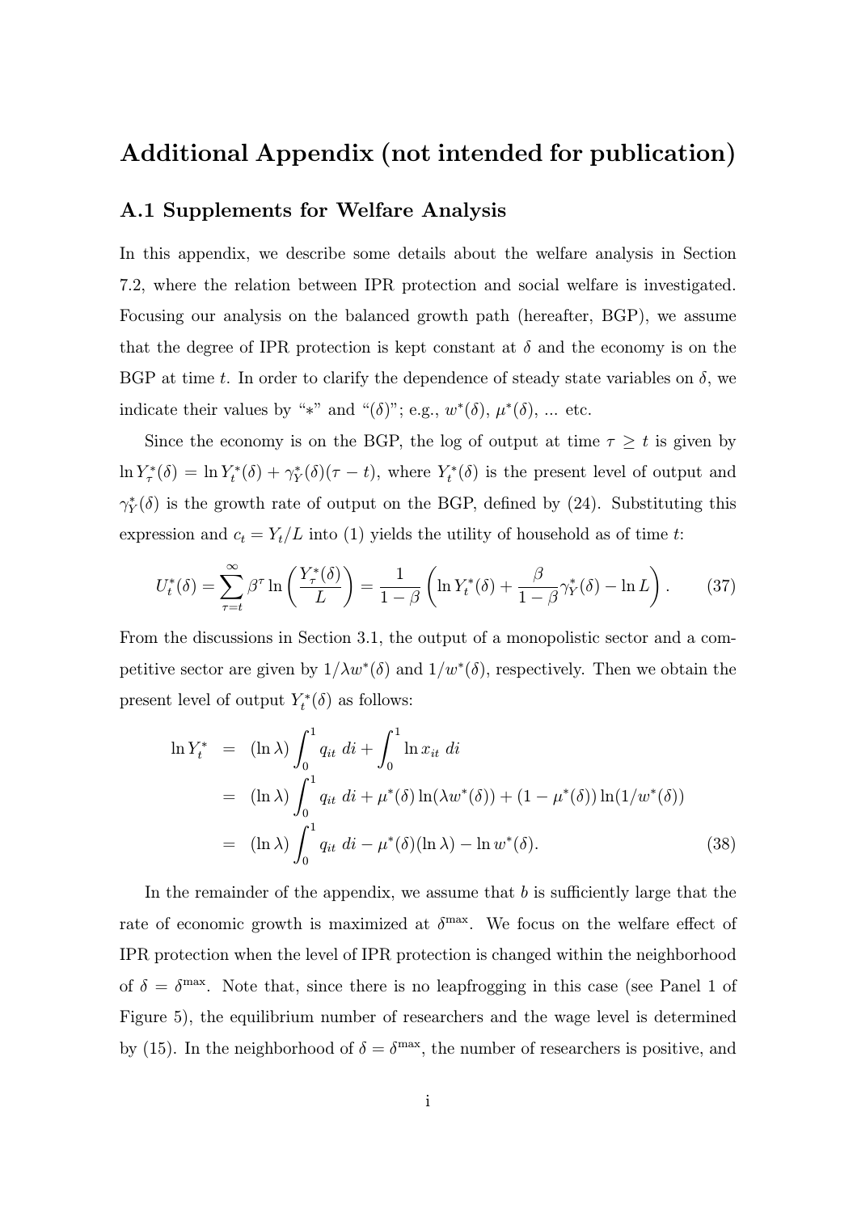# Additional Appendix (not intended for publication)

## A.1 Supplements for Welfare Analysis

In this appendix, we describe some details about the welfare analysis in Section 7.2, where the relation between IPR protection and social welfare is investigated. Focusing our analysis on the balanced growth path (hereafter, BGP), we assume that the degree of IPR protection is kept constant at $\delta$ and the economy is on the BGP at time $t$. In order to clarify the dependence of steady state variables on $\delta$, we indicate their values by "$*$" and "$(\delta)$"; e.g., $w^*(\delta)$, $\mu^*(\delta)$, ... etc.

Since the economy is on the BGP, the log of output at time $\tau \geq t$ is given by $\ln Y^*_\tau(\delta) = \ln Y^*_t(\delta) + \gamma^*_Y(\delta)(\tau - t)$, where $Y^*_t(\delta)$ is the present level of output and $\gamma^*_Y(\delta)$ is the growth rate of output on the BGP, defined by (24). Substituting this expression and $c_t = Y_t/L$ into (1) yields the utility of household as of time $t$:

$$U^*_t(\delta) = \sum_{\tau=t}^{\infty} \beta^\tau \ln\left(\frac{Y^*_\tau(\delta)}{L}\right) = \frac{1}{1-\beta}\left(\ln Y^*_t(\delta) + \frac{\beta}{1-\beta}\gamma^*_Y(\delta) - \ln L\right). \tag{37}$$

From the discussions in Section 3.1, the output of a monopolistic sector and a competitive sector are given by $1/\lambda w^*(\delta)$ and $1/w^*(\delta)$, respectively. Then we obtain the present level of output $Y^*_t(\delta)$ as follows:

$$\begin{aligned}
\ln Y^*_t &= (\ln \lambda)\int_0^1 q_{it}\, di + \int_0^1 \ln x_{it}\, di \\
&= (\ln \lambda)\int_0^1 q_{it}\, di + \mu^*(\delta)\ln(\lambda w^*(\delta)) + (1-\mu^*(\delta))\ln(1/w^*(\delta)) \\
&= (\ln \lambda)\int_0^1 q_{it}\, di - \mu^*(\delta)(\ln \lambda) - \ln w^*(\delta).
\end{aligned} \tag{38}$$

In the remainder of the appendix, we assume that $b$ is sufficiently large that the rate of economic growth is maximized at $\delta^{\max}$. We focus on the welfare effect of IPR protection when the level of IPR protection is changed within the neighborhood of $\delta = \delta^{\max}$. Note that, since there is no leapfrogging in this case (see Panel 1 of Figure 5), the equilibrium number of researchers and the wage level is determined by (15). In the neighborhood of $\delta = \delta^{\max}$, the number of researchers is positive, and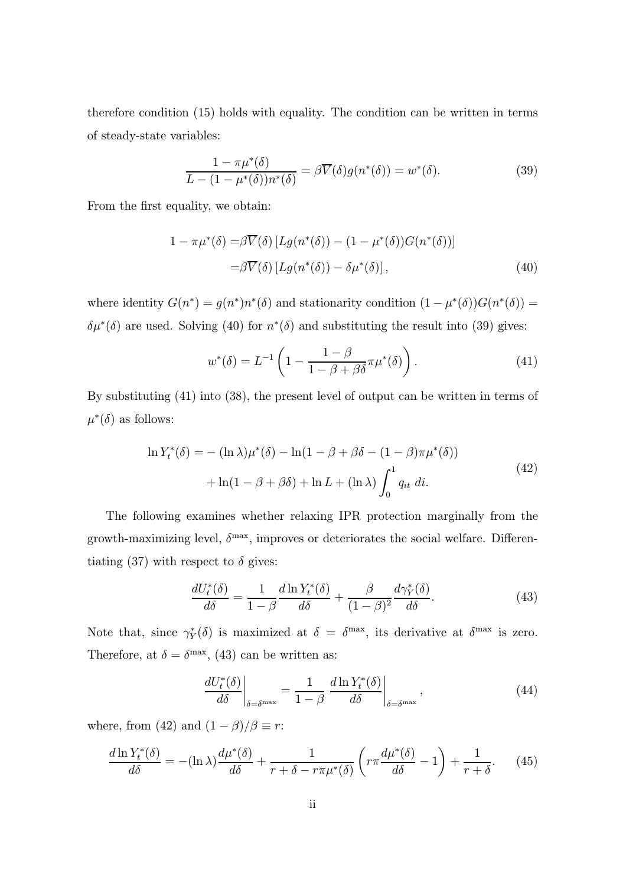therefore condition (15) holds with equality. The condition can be written in terms of steady-state variables:

$$\frac{1 - \pi\mu^*(\delta)}{L - (1 - \mu^*(\delta))n^*(\delta)} = \beta\overline{V}(\delta)g(n^*(\delta)) = w^*(\delta). \tag{39}$$

From the first equality, we obtain:

$$\begin{aligned} 1 - \pi\mu^*(\delta) =& \beta\overline{V}(\delta)\left[Lg(n^*(\delta)) - (1 - \mu^*(\delta))G(n^*(\delta))\right] \\ =& \beta\overline{V}(\delta)\left[Lg(n^*(\delta)) - \delta\mu^*(\delta)\right], \end{aligned} \tag{40}$$

where identity $G(n^*) = g(n^*)n^*(\delta)$ and stationarity condition $(1 - \mu^*(\delta))G(n^*(\delta)) = \delta\mu^*(\delta)$ are used. Solving (40) for $n^*(\delta)$ and substituting the result into (39) gives:

$$w^*(\delta) = L^{-1}\left(1 - \frac{1 - \beta}{1 - \beta + \beta\delta}\pi\mu^*(\delta)\right). \tag{41}$$

By substituting (41) into (38), the present level of output can be written in terms of $\mu^*(\delta)$ as follows:

$$\begin{aligned} \ln Y_t^*(\delta) =& -(\ln\lambda)\mu^*(\delta) - \ln(1 - \beta + \beta\delta - (1 - \beta)\pi\mu^*(\delta)) \\ & + \ln(1 - \beta + \beta\delta) + \ln L + (\ln\lambda)\int_0^1 q_{it}\, di. \end{aligned} \tag{42}$$

The following examines whether relaxing IPR protection marginally from the growth-maximizing level, $\delta^{\max}$, improves or deteriorates the social welfare. Differentiating (37) with respect to $\delta$ gives:

$$\frac{dU_t^*(\delta)}{d\delta} = \frac{1}{1 - \beta}\frac{d\ln Y_t^*(\delta)}{d\delta} + \frac{\beta}{(1 - \beta)^2}\frac{d\gamma_Y^*(\delta)}{d\delta}. \tag{43}$$

Note that, since $\gamma_Y^*(\delta)$ is maximized at $\delta = \delta^{\max}$, its derivative at $\delta^{\max}$ is zero. Therefore, at $\delta = \delta^{\max}$, (43) can be written as:

$$\left.\frac{dU_t^*(\delta)}{d\delta}\right|_{\delta=\delta^{\max}} = \frac{1}{1 - \beta}\left.\frac{d\ln Y_t^*(\delta)}{d\delta}\right|_{\delta=\delta^{\max}}, \tag{44}$$

where, from (42) and $(1 - \beta)/\beta \equiv r$:

$$\frac{d\ln Y_t^*(\delta)}{d\delta} = -(\ln\lambda)\frac{d\mu^*(\delta)}{d\delta} + \frac{1}{r + \delta - r\pi\mu^*(\delta)}\left(r\pi\frac{d\mu^*(\delta)}{d\delta} - 1\right) + \frac{1}{r + \delta}. \tag{45}$$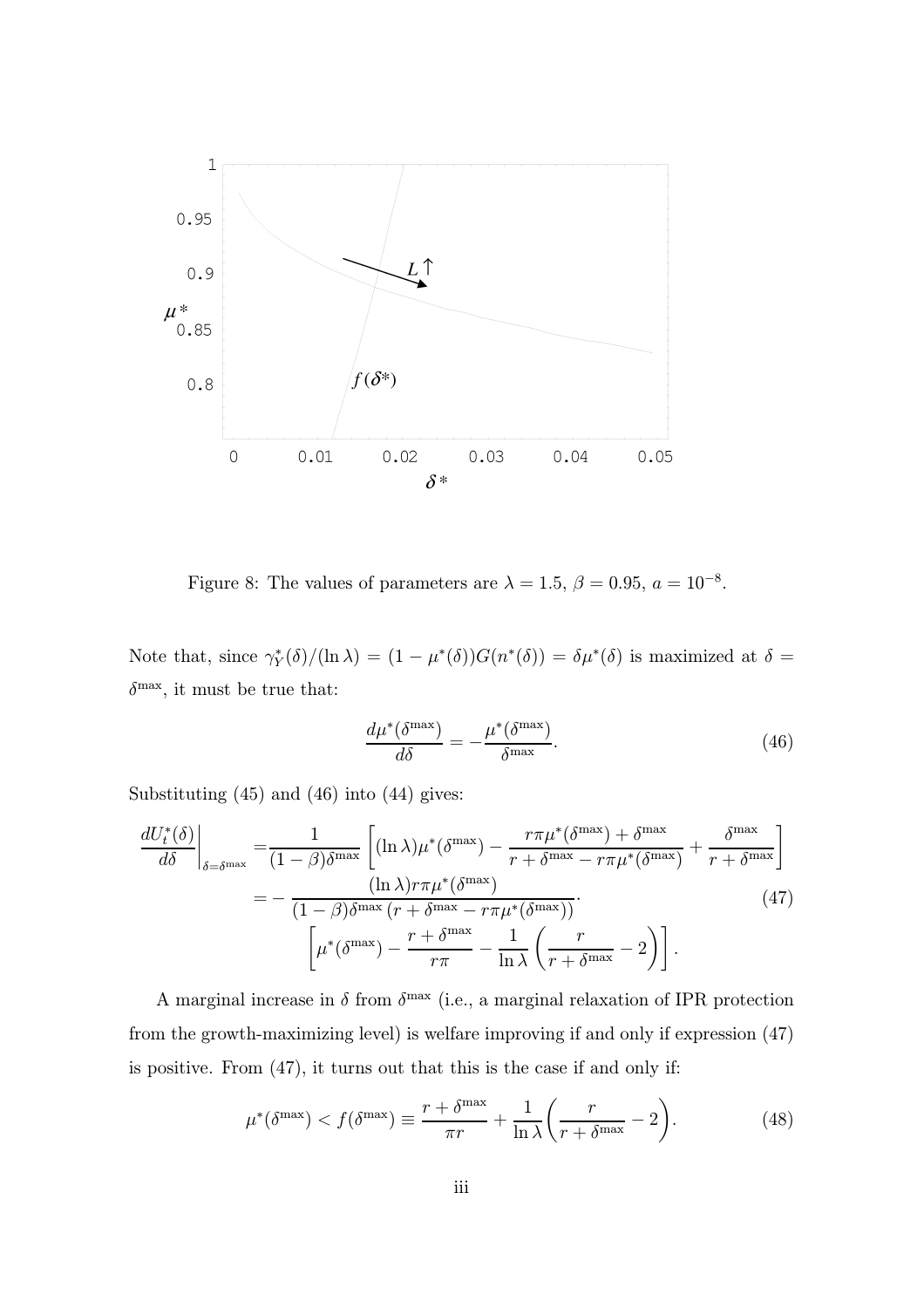Figure 8: The values of parameters are $\lambda = 1.5$, $\beta = 0.95$, $a = 10^{-8}$.

Note that, since $\gamma_Y^*(\delta)/(\ln \lambda) = (1 - \mu^*(\delta))G(n^*(\delta)) = \delta\mu^*(\delta)$ is maximized at $\delta = \delta^{\max}$, it must be true that:

$$\frac{d\mu^*(\delta^{\max})}{d\delta} = -\frac{\mu^*(\delta^{\max})}{\delta^{\max}}. \tag{46}$$

Substituting (45) and (46) into (44) gives:

$$\begin{aligned}
\left.\frac{dU_t^*(\delta)}{d\delta}\right|_{\delta=\delta^{\max}} =& \frac{1}{(1-\beta)\delta^{\max}}\left[(\ln \lambda)\mu^*(\delta^{\max}) - \frac{r\pi\mu^*(\delta^{\max}) + \delta^{\max}}{r + \delta^{\max} - r\pi\mu^*(\delta^{\max})} + \frac{\delta^{\max}}{r + \delta^{\max}}\right] \\
=& -\frac{(\ln \lambda)r\pi\mu^*(\delta^{\max})}{(1-\beta)\delta^{\max}\left(r + \delta^{\max} - r\pi\mu^*(\delta^{\max})\right)} \cdot \\
& \left[\mu^*(\delta^{\max}) - \frac{r + \delta^{\max}}{r\pi} - \frac{1}{\ln \lambda}\left(\frac{r}{r + \delta^{\max}} - 2\right)\right].
\end{aligned} \tag{47}$$

A marginal increase in $\delta$ from $\delta^{\max}$ (i.e., a marginal relaxation of IPR protection from the growth-maximizing level) is welfare improving if and only if expression (47) is positive. From (47), it turns out that this is the case if and only if:

$$\mu^*(\delta^{\max}) < f(\delta^{\max}) \equiv \frac{r + \delta^{\max}}{\pi r} + \frac{1}{\ln \lambda}\left(\frac{r}{r + \delta^{\max}} - 2\right). \tag{48}$$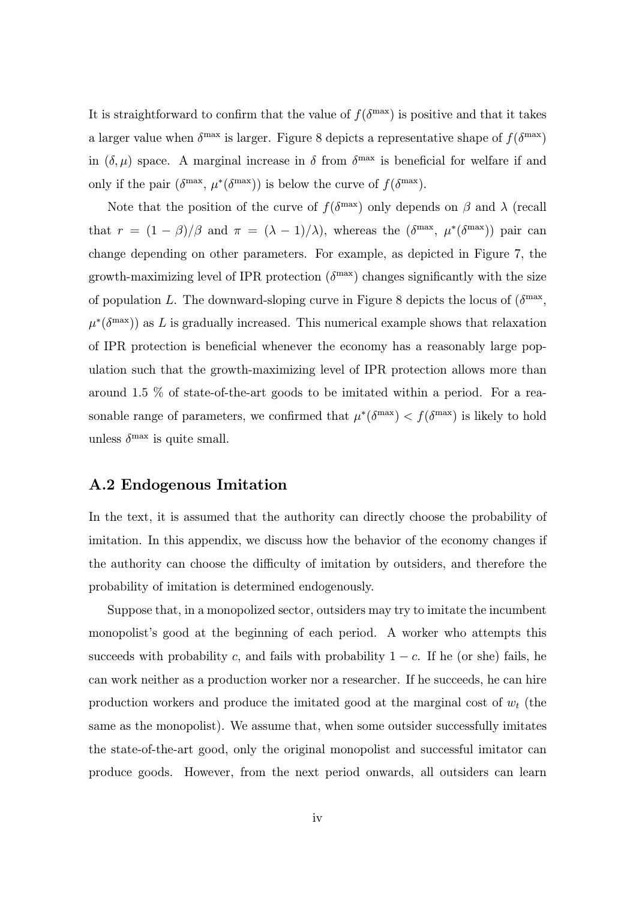It is straightforward to confirm that the value of $f(\delta^{\max})$ is positive and that it takes a larger value when $\delta^{\max}$ is larger. Figure 8 depicts a representative shape of $f(\delta^{\max})$ in $(\delta, \mu)$ space. A marginal increase in $\delta$ from $\delta^{\max}$ is beneficial for welfare if and only if the pair $(\delta^{\max}, \mu^*(\delta^{\max}))$ is below the curve of $f(\delta^{\max})$.

Note that the position of the curve of $f(\delta^{\max})$ only depends on $\beta$ and $\lambda$ (recall that $r = (1 - \beta)/\beta$ and $\pi = (\lambda - 1)/\lambda$), whereas the $(\delta^{\max}, \mu^*(\delta^{\max}))$ pair can change depending on other parameters. For example, as depicted in Figure 7, the growth-maximizing level of IPR protection ($\delta^{\max}$) changes significantly with the size of population $L$. The downward-sloping curve in Figure 8 depicts the locus of ($\delta^{\max}$, $\mu^*(\delta^{\max})$) as $L$ is gradually increased. This numerical example shows that relaxation of IPR protection is beneficial whenever the economy has a reasonably large population such that the growth-maximizing level of IPR protection allows more than around 1.5 % of state-of-the-art goods to be imitated within a period. For a reasonable range of parameters, we confirmed that $\mu^*(\delta^{\max}) < f(\delta^{\max})$ is likely to hold unless $\delta^{\max}$ is quite small.

## A.2 Endogenous Imitation

In the text, it is assumed that the authority can directly choose the probability of imitation. In this appendix, we discuss how the behavior of the economy changes if the authority can choose the difficulty of imitation by outsiders, and therefore the probability of imitation is determined endogenously.

Suppose that, in a monopolized sector, outsiders may try to imitate the incumbent monopolist's good at the beginning of each period. A worker who attempts this succeeds with probability $c$, and fails with probability $1 - c$. If he (or she) fails, he can work neither as a production worker nor a researcher. If he succeeds, he can hire production workers and produce the imitated good at the marginal cost of $w_t$ (the same as the monopolist). We assume that, when some outsider successfully imitates the state-of-the-art good, only the original monopolist and successful imitator can produce goods. However, from the next period onwards, all outsiders can learn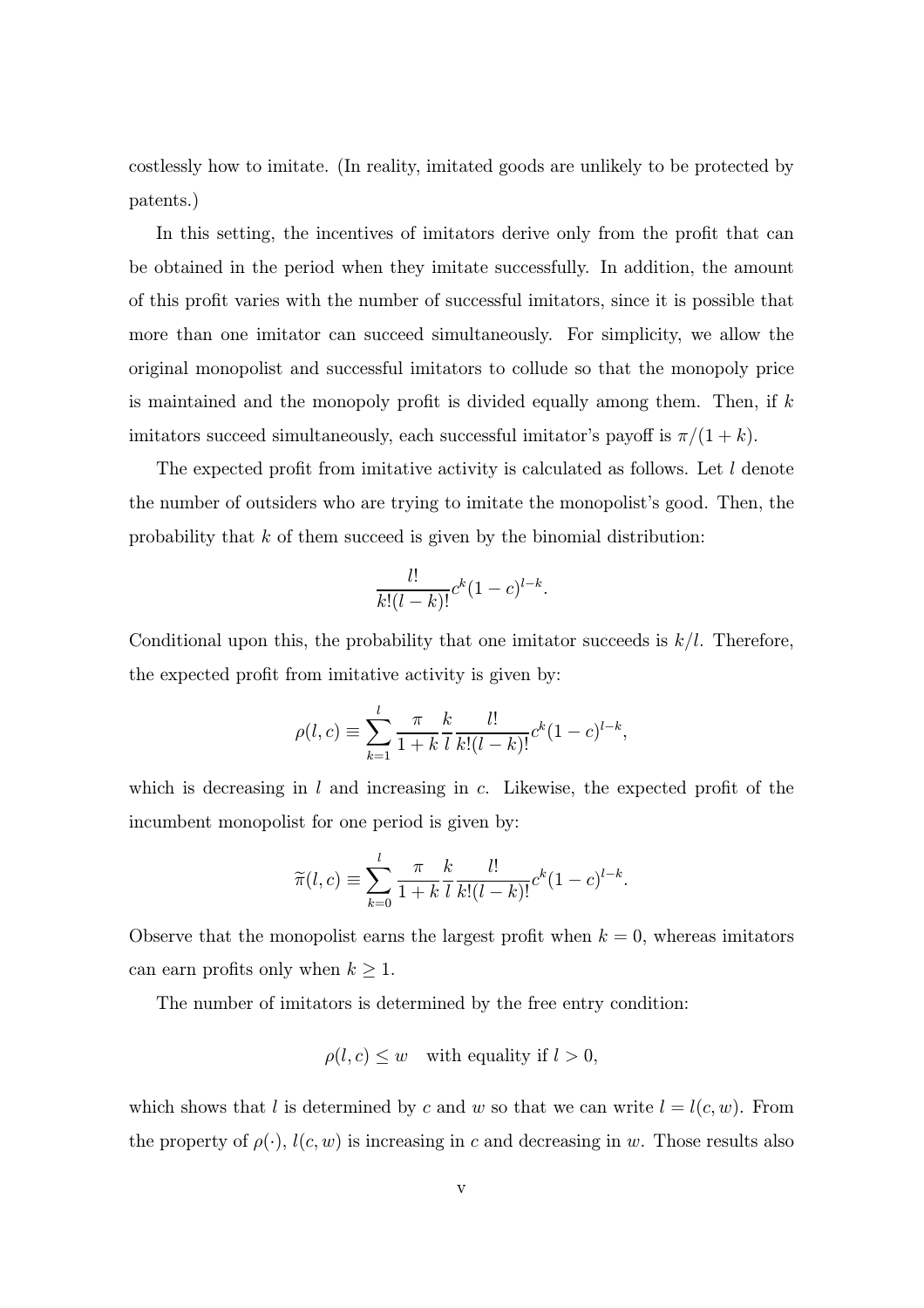costlessly how to imitate. (In reality, imitated goods are unlikely to be protected by patents.)

In this setting, the incentives of imitators derive only from the profit that can be obtained in the period when they imitate successfully. In addition, the amount of this profit varies with the number of successful imitators, since it is possible that more than one imitator can succeed simultaneously. For simplicity, we allow the original monopolist and successful imitators to collude so that the monopoly price is maintained and the monopoly profit is divided equally among them. Then, if $k$ imitators succeed simultaneously, each successful imitator's payoff is $\pi/(1+k)$.

The expected profit from imitative activity is calculated as follows. Let $l$ denote the number of outsiders who are trying to imitate the monopolist's good. Then, the probability that $k$ of them succeed is given by the binomial distribution:

$$\frac{l!}{k!(l-k)!}c^k(1-c)^{l-k}.$$

Conditional upon this, the probability that one imitator succeeds is $k/l$. Therefore, the expected profit from imitative activity is given by:

$$\rho(l,c) \equiv \sum_{k=1}^{l} \frac{\pi}{1+k}\frac{k}{l}\frac{l!}{k!(l-k)!}c^k(1-c)^{l-k},$$

which is decreasing in $l$ and increasing in $c$. Likewise, the expected profit of the incumbent monopolist for one period is given by:

$$\widetilde{\pi}(l,c) \equiv \sum_{k=0}^{l} \frac{\pi}{1+k}\frac{k}{l}\frac{l!}{k!(l-k)!}c^k(1-c)^{l-k}.$$

Observe that the monopolist earns the largest profit when $k=0$, whereas imitators can earn profits only when $k \geq 1$.

The number of imitators is determined by the free entry condition:

$$\rho(l,c) \leq w \quad \text{with equality if } l > 0,$$

which shows that $l$ is determined by $c$ and $w$ so that we can write $l = l(c,w)$. From the property of $\rho(\cdot)$, $l(c,w)$ is increasing in $c$ and decreasing in $w$. Those results also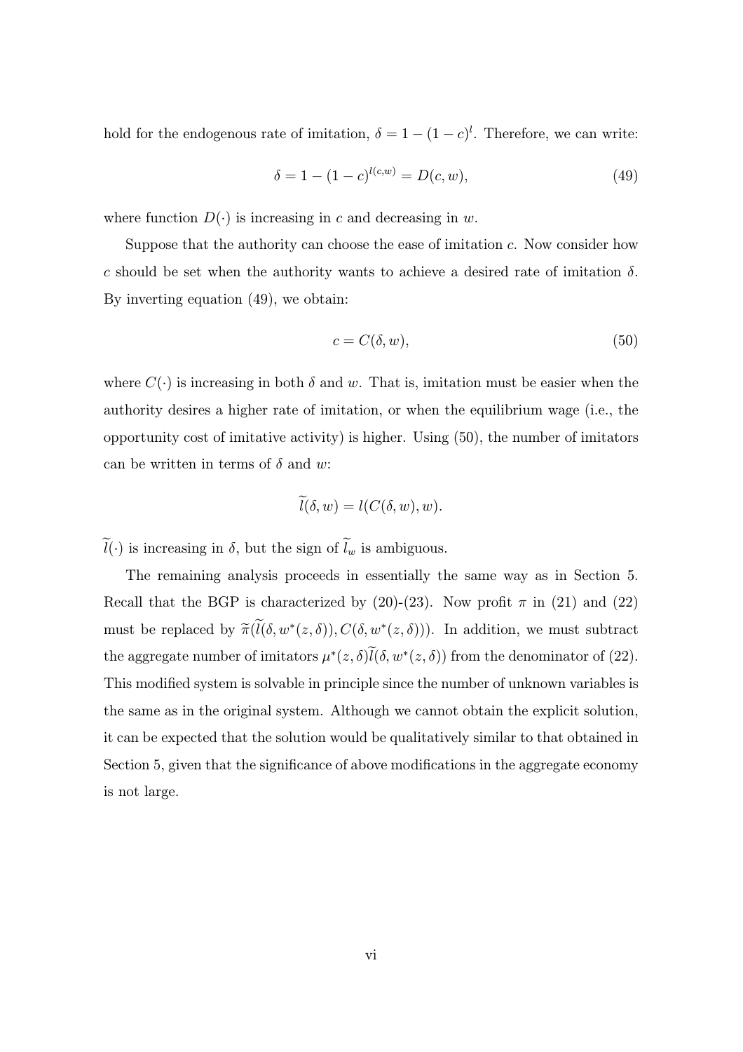hold for the endogenous rate of imitation, $\delta = 1 - (1-c)^l$. Therefore, we can write:

$$\delta = 1 - (1-c)^{l(c,w)} = D(c,w), \tag{49}$$

where function $D(\cdot)$ is increasing in $c$ and decreasing in $w$.

Suppose that the authority can choose the ease of imitation $c$. Now consider how $c$ should be set when the authority wants to achieve a desired rate of imitation $\delta$. By inverting equation (49), we obtain:

$$c = C(\delta, w), \tag{50}$$

where $C(\cdot)$ is increasing in both $\delta$ and $w$. That is, imitation must be easier when the authority desires a higher rate of imitation, or when the equilibrium wage (i.e., the opportunity cost of imitative activity) is higher. Using (50), the number of imitators can be written in terms of $\delta$ and $w$:

$$\widetilde{l}(\delta, w) = l(C(\delta, w), w).$$

$\widetilde{l}(\cdot)$ is increasing in $\delta$, but the sign of $\widetilde{l}_w$ is ambiguous.

The remaining analysis proceeds in essentially the same way as in Section 5. Recall that the BGP is characterized by (20)-(23). Now profit $\pi$ in (21) and (22) must be replaced by $\widetilde{\pi}(\widetilde{l}(\delta, w^*(z,\delta)), C(\delta, w^*(z,\delta)))$. In addition, we must subtract the aggregate number of imitators $\mu^*(z,\delta)\widetilde{l}(\delta, w^*(z,\delta))$ from the denominator of (22). This modified system is solvable in principle since the number of unknown variables is the same as in the original system. Although we cannot obtain the explicit solution, it can be expected that the solution would be qualitatively similar to that obtained in Section 5, given that the significance of above modifications in the aggregate economy is not large.